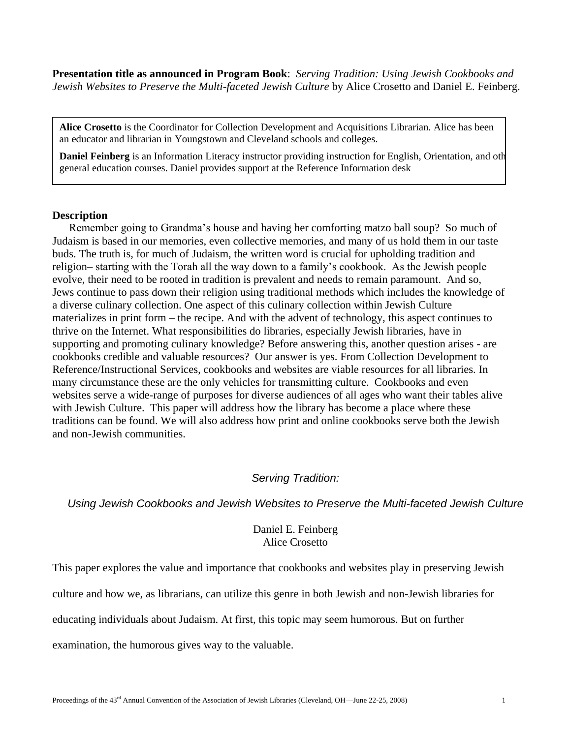**Presentation title as announced in Program Book**: *Serving Tradition: Using Jewish Cookbooks and Jewish Websites to Preserve the Multi-faceted Jewish Culture* by Alice Crosetto and Daniel E. Feinberg.

**Alice Crosetto** is the Coordinator for Collection Development and Acquisitions Librarian. Alice has been an educator and librarian in Youngstown and Cleveland schools and colleges.

**Daniel Feinberg** is an Information Literacy instructor providing instruction for English, Orientation, and oth general education courses. Daniel provides support at the Reference Information desk

**Description**

Remember going to Grandma's house and having her comforting matzo ball soup? So much of Judaism is based in our memories, even collective memories, and many of us hold them in our taste buds. The truth is, for much of Judaism, the written word is crucial for upholding tradition and religion– starting with the Torah all the way down to a family's cookbook. As the Jewish people evolve, their need to be rooted in tradition is prevalent and needs to remain paramount. And so, Jews continue to pass down their religion using traditional methods which includes the knowledge of a diverse culinary collection. One aspect of this culinary collection within Jewish Culture materializes in print form – the recipe. And with the advent of technology, this aspect continues to thrive on the Internet. What responsibilities do libraries, especially Jewish libraries, have in supporting and promoting culinary knowledge? Before answering this, another question arises - are cookbooks credible and valuable resources? Our answer is yes. From Collection Development to Reference/Instructional Services, cookbooks and websites are viable resources for all libraries. In many circumstance these are the only vehicles for transmitting culture. Cookbooks and even websites serve a wide-range of purposes for diverse audiences of all ages who want their tables alive with Jewish Culture. This paper will address how the library has become a place where these traditions can be found. We will also address how print and online cookbooks serve both the Jewish and non-Jewish communities.

# *Serving Tradition:*

## *Using Jewish Cookbooks and Jewish Websites to Preserve the Multi-faceted Jewish Culture*

Daniel E. Feinberg
Alice Crosetto

This paper explores the value and importance that cookbooks and websites play in preserving Jewish culture and how we, as librarians, can utilize this genre in both Jewish and non-Jewish libraries for educating individuals about Judaism. At first, this topic may seem humorous. But on further examination, the humorous gives way to the valuable.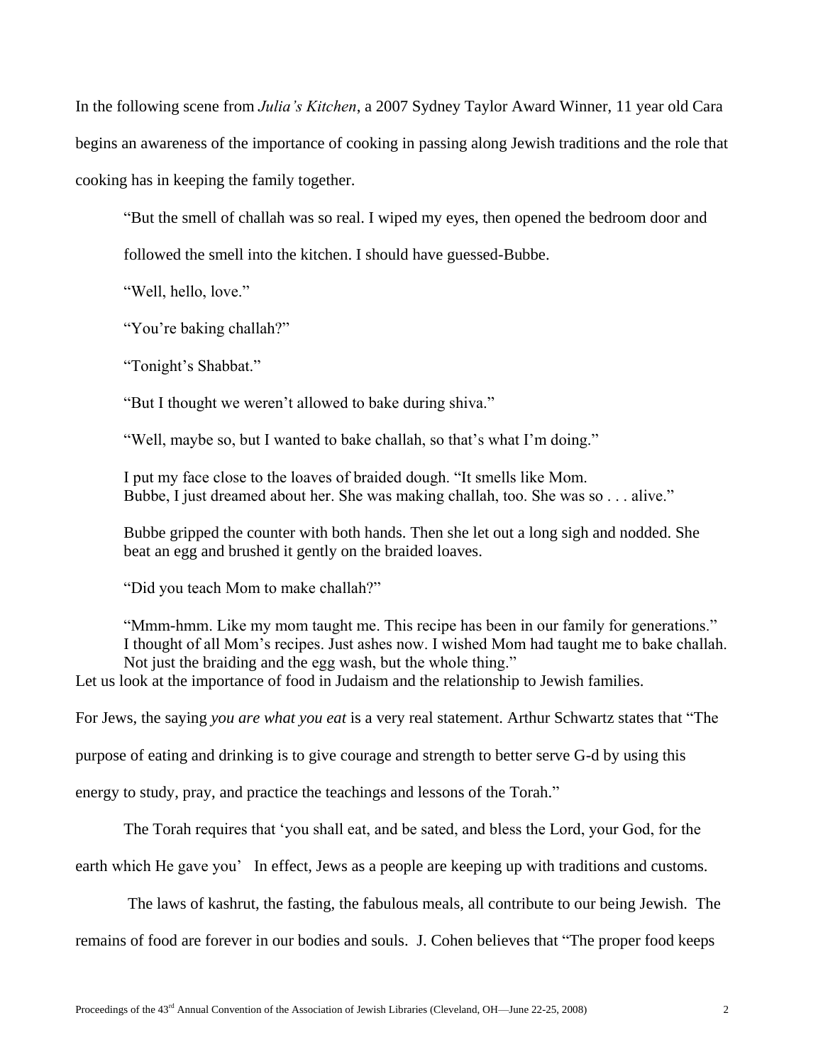In the following scene from *Julia's Kitchen*, a 2007 Sydney Taylor Award Winner, 11 year old Cara begins an awareness of the importance of cooking in passing along Jewish traditions and the role that cooking has in keeping the family together.

> "But the smell of challah was so real. I wiped my eyes, then opened the bedroom door and followed the smell into the kitchen. I should have guessed-Bubbe.
>
> "Well, hello, love."
>
> "You're baking challah?"
>
> "Tonight's Shabbat."
>
> "But I thought we weren't allowed to bake during shiva."
>
> "Well, maybe so, but I wanted to bake challah, so that's what I'm doing."
>
> I put my face close to the loaves of braided dough. "It smells like Mom. Bubbe, I just dreamed about her. She was making challah, too. She was so . . . alive."
>
> Bubbe gripped the counter with both hands. Then she let out a long sigh and nodded. She beat an egg and brushed it gently on the braided loaves.
>
> "Did you teach Mom to make challah?"
>
> "Mmm-hmm. Like my mom taught me. This recipe has been in our family for generations." I thought of all Mom's recipes. Just ashes now. I wished Mom had taught me to bake challah. Not just the braiding and the egg wash, but the whole thing."

Let us look at the importance of food in Judaism and the relationship to Jewish families.

For Jews, the saying *you are what you eat* is a very real statement. Arthur Schwartz states that "The purpose of eating and drinking is to give courage and strength to better serve G-d by using this energy to study, pray, and practice the teachings and lessons of the Torah."

The Torah requires that 'you shall eat, and be sated, and bless the Lord, your God, for the earth which He gave you' In effect, Jews as a people are keeping up with traditions and customs.

The laws of kashrut, the fasting, the fabulous meals, all contribute to our being Jewish. The remains of food are forever in our bodies and souls. J. Cohen believes that "The proper food keeps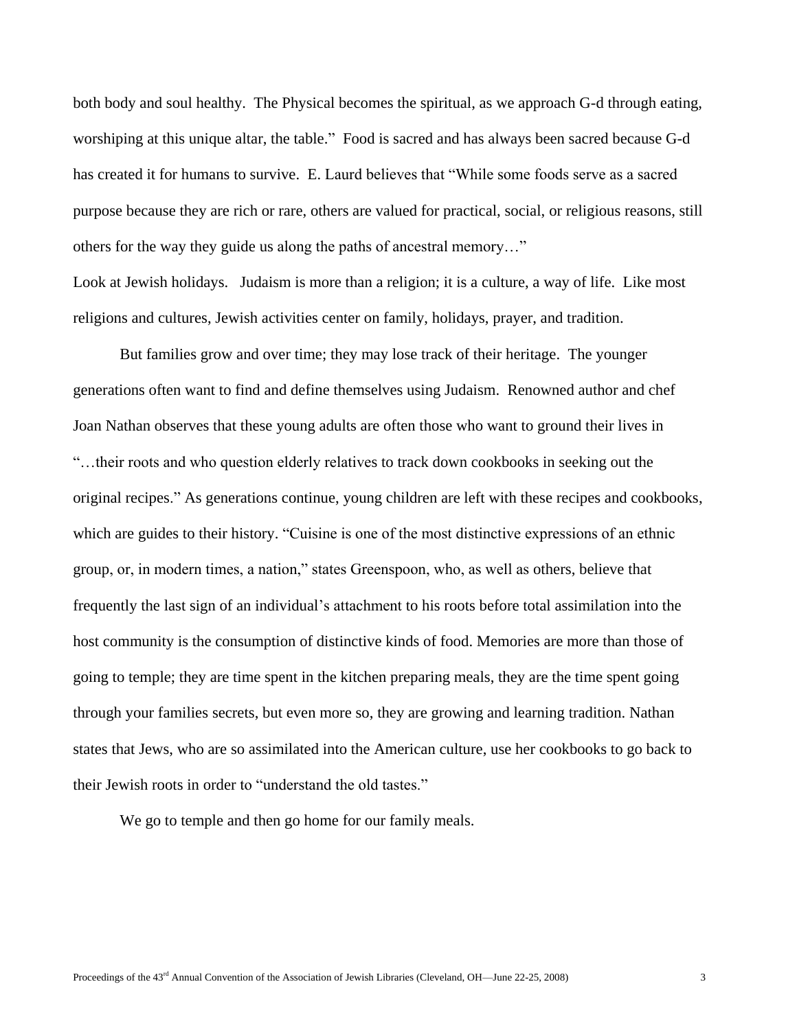both body and soul healthy. The Physical becomes the spiritual, as we approach G-d through eating, worshiping at this unique altar, the table." Food is sacred and has always been sacred because G-d has created it for humans to survive. E. Laurd believes that "While some foods serve as a sacred purpose because they are rich or rare, others are valued for practical, social, or religious reasons, still others for the way they guide us along the paths of ancestral memory…"

Look at Jewish holidays. Judaism is more than a religion; it is a culture, a way of life. Like most religions and cultures, Jewish activities center on family, holidays, prayer, and tradition.

But families grow and over time; they may lose track of their heritage. The younger generations often want to find and define themselves using Judaism. Renowned author and chef Joan Nathan observes that these young adults are often those who want to ground their lives in "…their roots and who question elderly relatives to track down cookbooks in seeking out the original recipes." As generations continue, young children are left with these recipes and cookbooks, which are guides to their history. "Cuisine is one of the most distinctive expressions of an ethnic group, or, in modern times, a nation," states Greenspoon, who, as well as others, believe that frequently the last sign of an individual's attachment to his roots before total assimilation into the host community is the consumption of distinctive kinds of food. Memories are more than those of going to temple; they are time spent in the kitchen preparing meals, they are the time spent going through your families secrets, but even more so, they are growing and learning tradition. Nathan states that Jews, who are so assimilated into the American culture, use her cookbooks to go back to their Jewish roots in order to "understand the old tastes."

We go to temple and then go home for our family meals.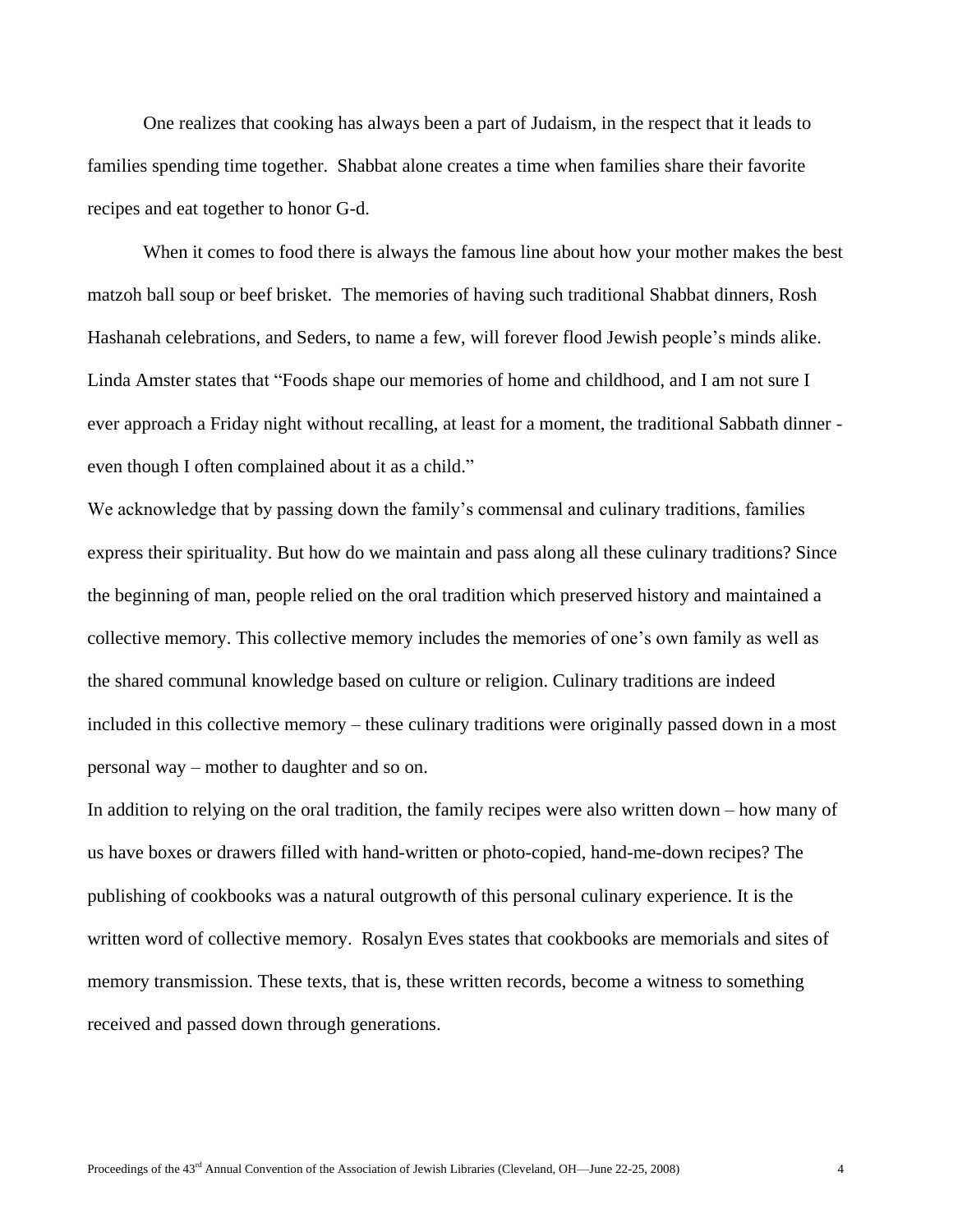One realizes that cooking has always been a part of Judaism, in the respect that it leads to families spending time together. Shabbat alone creates a time when families share their favorite recipes and eat together to honor G-d.

When it comes to food there is always the famous line about how your mother makes the best matzoh ball soup or beef brisket. The memories of having such traditional Shabbat dinners, Rosh Hashanah celebrations, and Seders, to name a few, will forever flood Jewish people's minds alike. Linda Amster states that "Foods shape our memories of home and childhood, and I am not sure I ever approach a Friday night without recalling, at least for a moment, the traditional Sabbath dinner - even though I often complained about it as a child."

We acknowledge that by passing down the family's commensal and culinary traditions, families express their spirituality. But how do we maintain and pass along all these culinary traditions? Since the beginning of man, people relied on the oral tradition which preserved history and maintained a collective memory. This collective memory includes the memories of one's own family as well as the shared communal knowledge based on culture or religion. Culinary traditions are indeed included in this collective memory – these culinary traditions were originally passed down in a most personal way – mother to daughter and so on.

In addition to relying on the oral tradition, the family recipes were also written down – how many of us have boxes or drawers filled with hand-written or photo-copied, hand-me-down recipes? The publishing of cookbooks was a natural outgrowth of this personal culinary experience. It is the written word of collective memory. Rosalyn Eves states that cookbooks are memorials and sites of memory transmission. These texts, that is, these written records, become a witness to something received and passed down through generations.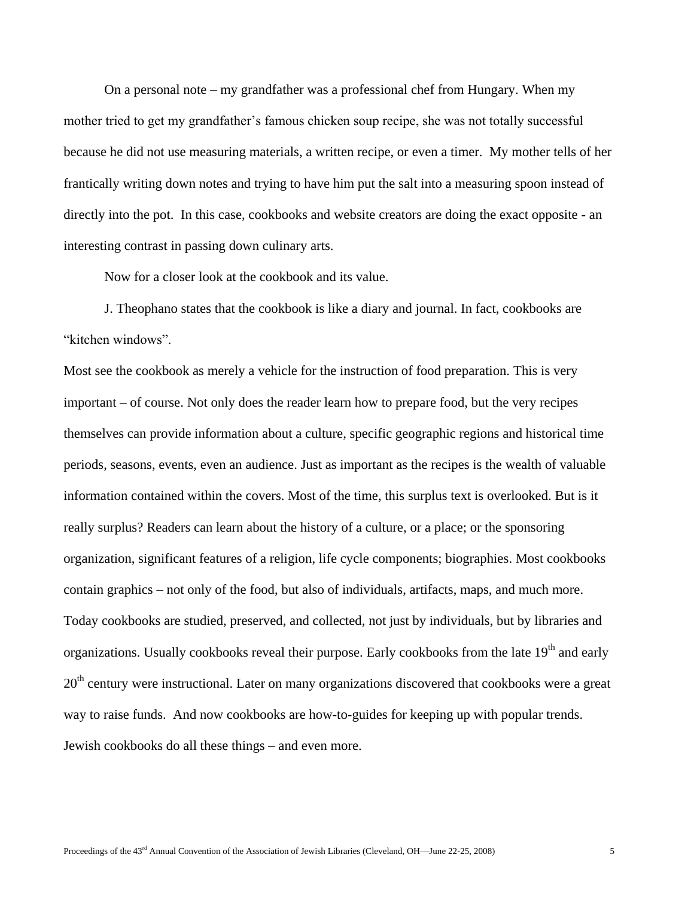On a personal note – my grandfather was a professional chef from Hungary. When my mother tried to get my grandfather's famous chicken soup recipe, she was not totally successful because he did not use measuring materials, a written recipe, or even a timer. My mother tells of her frantically writing down notes and trying to have him put the salt into a measuring spoon instead of directly into the pot. In this case, cookbooks and website creators are doing the exact opposite - an interesting contrast in passing down culinary arts.

Now for a closer look at the cookbook and its value.

J. Theophano states that the cookbook is like a diary and journal. In fact, cookbooks are "kitchen windows".

Most see the cookbook as merely a vehicle for the instruction of food preparation. This is very important – of course. Not only does the reader learn how to prepare food, but the very recipes themselves can provide information about a culture, specific geographic regions and historical time periods, seasons, events, even an audience. Just as important as the recipes is the wealth of valuable information contained within the covers. Most of the time, this surplus text is overlooked. But is it really surplus? Readers can learn about the history of a culture, or a place; or the sponsoring organization, significant features of a religion, life cycle components; biographies. Most cookbooks contain graphics – not only of the food, but also of individuals, artifacts, maps, and much more. Today cookbooks are studied, preserved, and collected, not just by individuals, but by libraries and organizations. Usually cookbooks reveal their purpose. Early cookbooks from the late 19th and early 20th century were instructional. Later on many organizations discovered that cookbooks were a great way to raise funds. And now cookbooks are how-to-guides for keeping up with popular trends. Jewish cookbooks do all these things – and even more.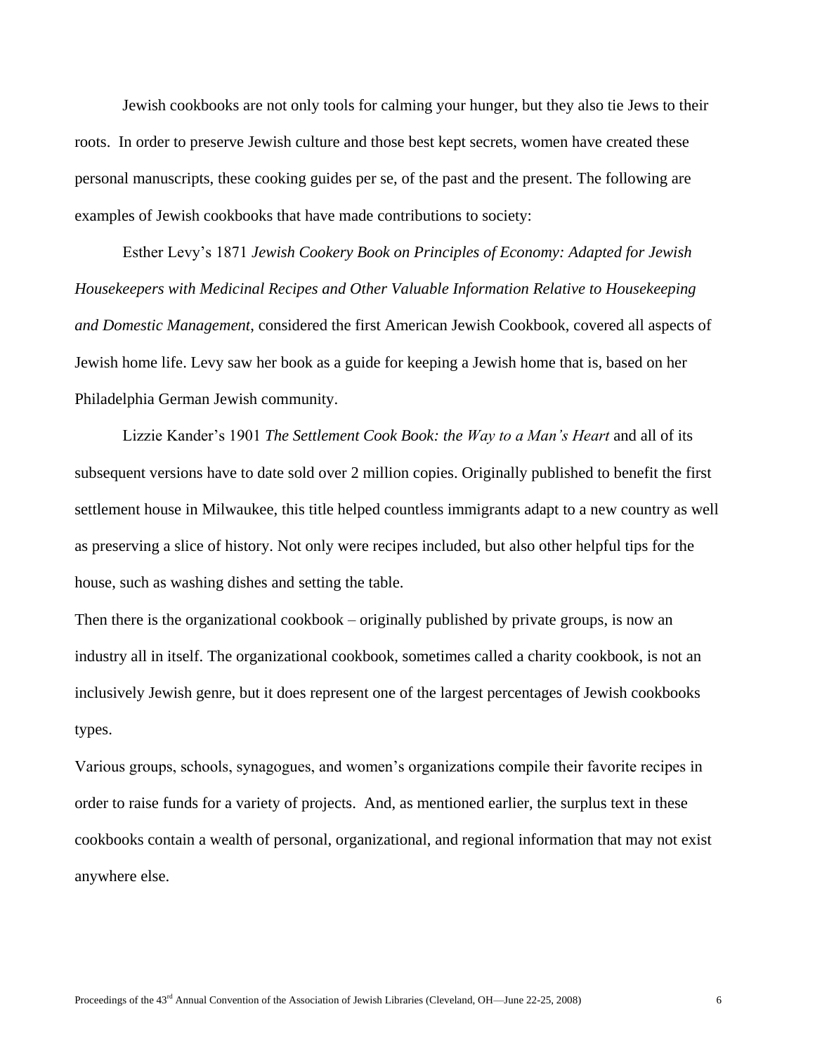Jewish cookbooks are not only tools for calming your hunger, but they also tie Jews to their roots. In order to preserve Jewish culture and those best kept secrets, women have created these personal manuscripts, these cooking guides per se, of the past and the present. The following are examples of Jewish cookbooks that have made contributions to society:

Esther Levy's 1871 *Jewish Cookery Book on Principles of Economy: Adapted for Jewish Housekeepers with Medicinal Recipes and Other Valuable Information Relative to Housekeeping and Domestic Management*, considered the first American Jewish Cookbook, covered all aspects of Jewish home life. Levy saw her book as a guide for keeping a Jewish home that is, based on her Philadelphia German Jewish community.

Lizzie Kander's 1901 *The Settlement Cook Book: the Way to a Man's Heart* and all of its subsequent versions have to date sold over 2 million copies. Originally published to benefit the first settlement house in Milwaukee, this title helped countless immigrants adapt to a new country as well as preserving a slice of history. Not only were recipes included, but also other helpful tips for the house, such as washing dishes and setting the table.

Then there is the organizational cookbook – originally published by private groups, is now an industry all in itself. The organizational cookbook, sometimes called a charity cookbook, is not an inclusively Jewish genre, but it does represent one of the largest percentages of Jewish cookbooks types.

Various groups, schools, synagogues, and women's organizations compile their favorite recipes in order to raise funds for a variety of projects. And, as mentioned earlier, the surplus text in these cookbooks contain a wealth of personal, organizational, and regional information that may not exist anywhere else.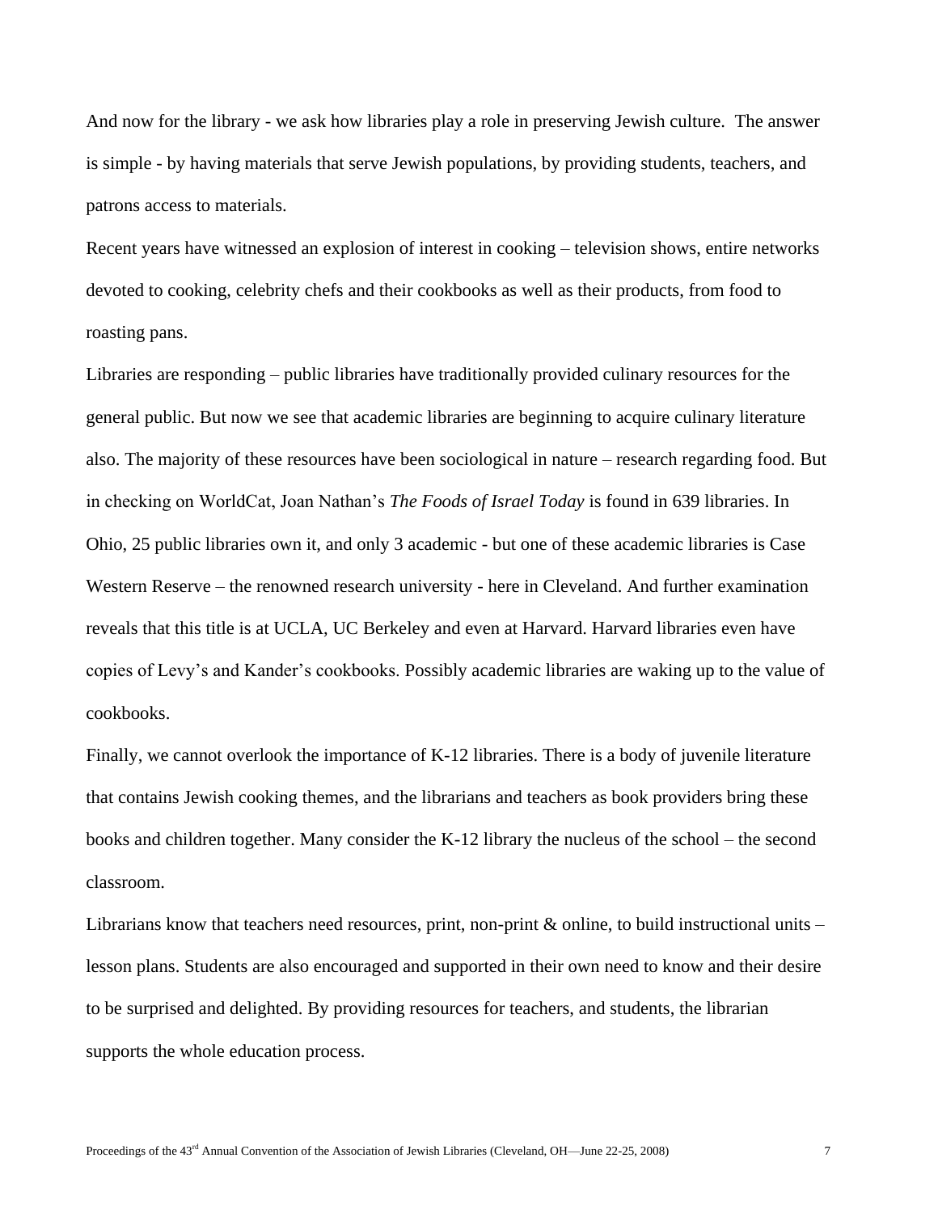And now for the library - we ask how libraries play a role in preserving Jewish culture. The answer is simple - by having materials that serve Jewish populations, by providing students, teachers, and patrons access to materials.

Recent years have witnessed an explosion of interest in cooking – television shows, entire networks devoted to cooking, celebrity chefs and their cookbooks as well as their products, from food to roasting pans.

Libraries are responding – public libraries have traditionally provided culinary resources for the general public. But now we see that academic libraries are beginning to acquire culinary literature also. The majority of these resources have been sociological in nature – research regarding food. But in checking on WorldCat, Joan Nathan's *The Foods of Israel Today* is found in 639 libraries. In Ohio, 25 public libraries own it, and only 3 academic - but one of these academic libraries is Case Western Reserve – the renowned research university - here in Cleveland. And further examination reveals that this title is at UCLA, UC Berkeley and even at Harvard. Harvard libraries even have copies of Levy's and Kander's cookbooks. Possibly academic libraries are waking up to the value of cookbooks.

Finally, we cannot overlook the importance of K-12 libraries. There is a body of juvenile literature that contains Jewish cooking themes, and the librarians and teachers as book providers bring these books and children together. Many consider the K-12 library the nucleus of the school – the second classroom.

Librarians know that teachers need resources, print, non-print & online, to build instructional units – lesson plans. Students are also encouraged and supported in their own need to know and their desire to be surprised and delighted. By providing resources for teachers, and students, the librarian supports the whole education process.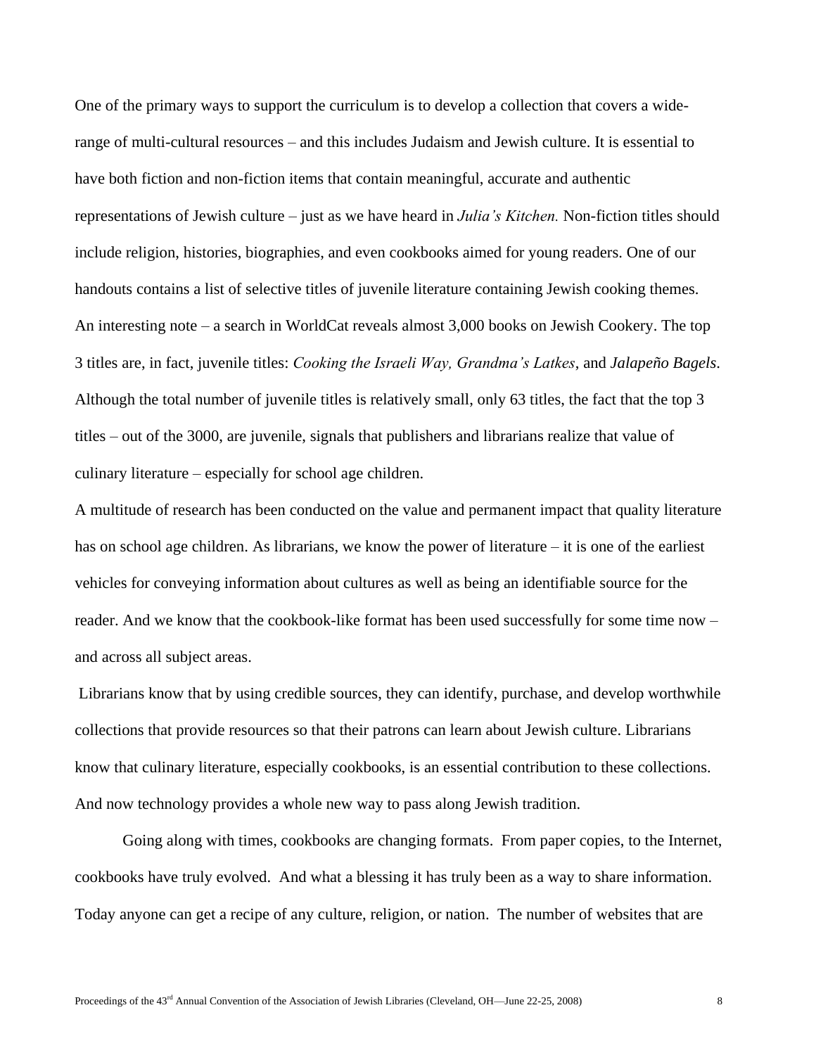One of the primary ways to support the curriculum is to develop a collection that covers a wide-range of multi-cultural resources – and this includes Judaism and Jewish culture. It is essential to have both fiction and non-fiction items that contain meaningful, accurate and authentic representations of Jewish culture – just as we have heard in *Julia's Kitchen.* Non-fiction titles should include religion, histories, biographies, and even cookbooks aimed for young readers. One of our handouts contains a list of selective titles of juvenile literature containing Jewish cooking themes. An interesting note – a search in WorldCat reveals almost 3,000 books on Jewish Cookery. The top 3 titles are, in fact, juvenile titles: *Cooking the Israeli Way, Grandma's Latkes*, and *Jalapeño Bagels*. Although the total number of juvenile titles is relatively small, only 63 titles, the fact that the top 3 titles – out of the 3000, are juvenile, signals that publishers and librarians realize that value of culinary literature – especially for school age children.

A multitude of research has been conducted on the value and permanent impact that quality literature has on school age children. As librarians, we know the power of literature – it is one of the earliest vehicles for conveying information about cultures as well as being an identifiable source for the reader. And we know that the cookbook-like format has been used successfully for some time now – and across all subject areas.

Librarians know that by using credible sources, they can identify, purchase, and develop worthwhile collections that provide resources so that their patrons can learn about Jewish culture. Librarians know that culinary literature, especially cookbooks, is an essential contribution to these collections. And now technology provides a whole new way to pass along Jewish tradition.

Going along with times, cookbooks are changing formats. From paper copies, to the Internet, cookbooks have truly evolved. And what a blessing it has truly been as a way to share information. Today anyone can get a recipe of any culture, religion, or nation. The number of websites that are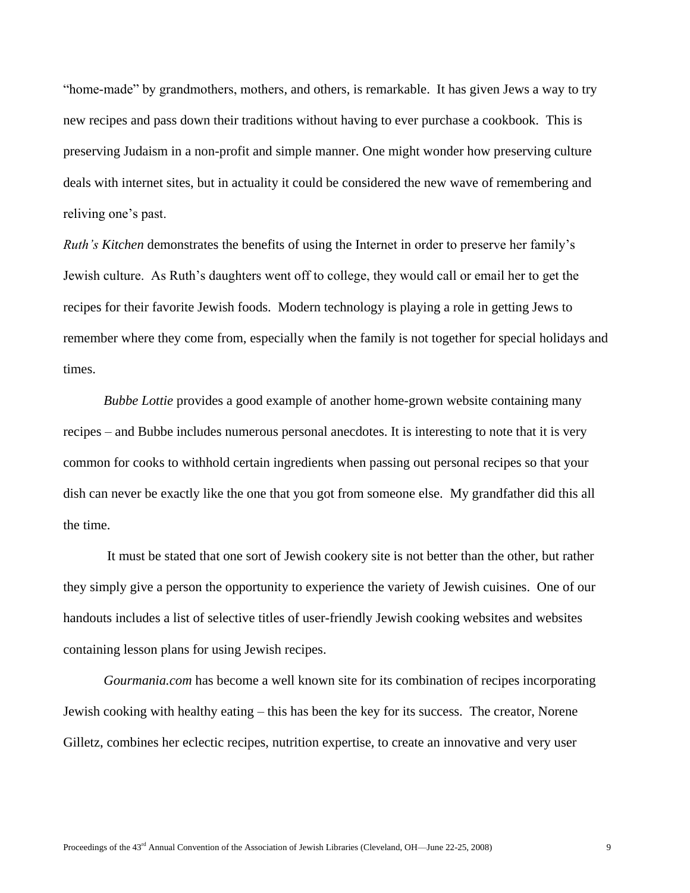"home-made" by grandmothers, mothers, and others, is remarkable. It has given Jews a way to try new recipes and pass down their traditions without having to ever purchase a cookbook. This is preserving Judaism in a non-profit and simple manner. One might wonder how preserving culture deals with internet sites, but in actuality it could be considered the new wave of remembering and reliving one's past.

*Ruth's Kitchen* demonstrates the benefits of using the Internet in order to preserve her family's Jewish culture. As Ruth's daughters went off to college, they would call or email her to get the recipes for their favorite Jewish foods. Modern technology is playing a role in getting Jews to remember where they come from, especially when the family is not together for special holidays and times.

*Bubbe Lottie* provides a good example of another home-grown website containing many recipes – and Bubbe includes numerous personal anecdotes. It is interesting to note that it is very common for cooks to withhold certain ingredients when passing out personal recipes so that your dish can never be exactly like the one that you got from someone else. My grandfather did this all the time.

It must be stated that one sort of Jewish cookery site is not better than the other, but rather they simply give a person the opportunity to experience the variety of Jewish cuisines. One of our handouts includes a list of selective titles of user-friendly Jewish cooking websites and websites containing lesson plans for using Jewish recipes.

*Gourmania.com* has become a well known site for its combination of recipes incorporating Jewish cooking with healthy eating – this has been the key for its success. The creator, Norene Gilletz, combines her eclectic recipes, nutrition expertise, to create an innovative and very user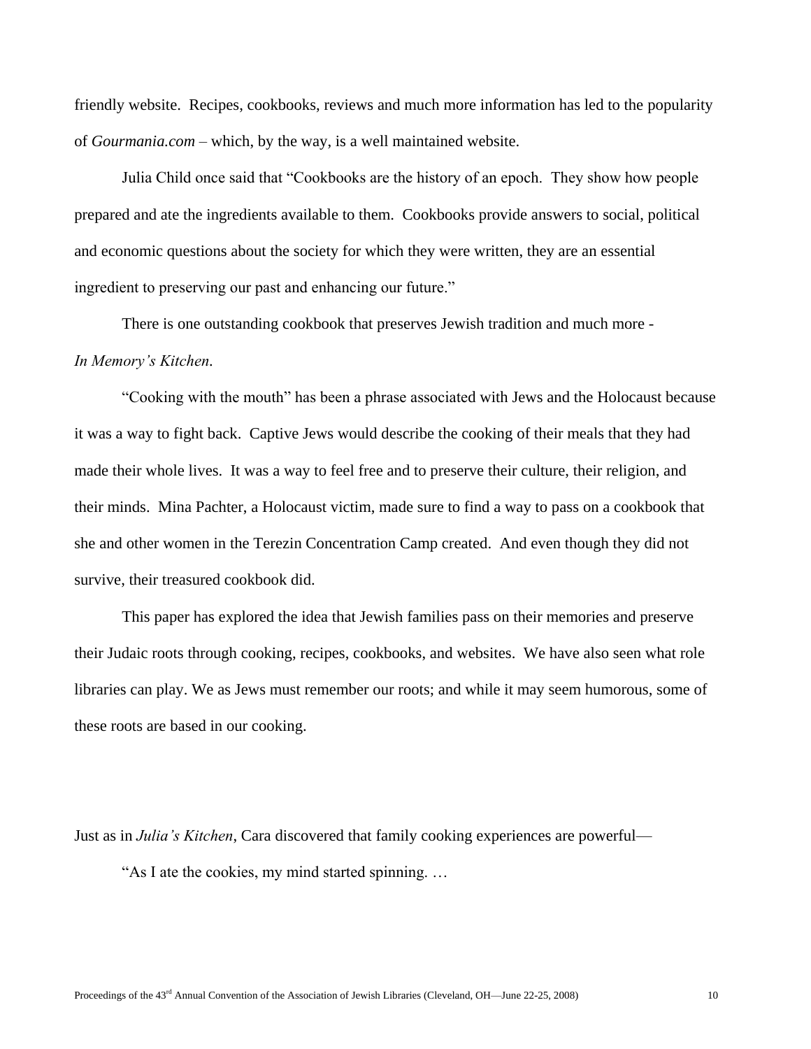friendly website. Recipes, cookbooks, reviews and much more information has led to the popularity of *Gourmania.com* – which, by the way, is a well maintained website.

Julia Child once said that "Cookbooks are the history of an epoch. They show how people prepared and ate the ingredients available to them. Cookbooks provide answers to social, political and economic questions about the society for which they were written, they are an essential ingredient to preserving our past and enhancing our future."

There is one outstanding cookbook that preserves Jewish tradition and much more - *In Memory's Kitchen*.

"Cooking with the mouth" has been a phrase associated with Jews and the Holocaust because it was a way to fight back. Captive Jews would describe the cooking of their meals that they had made their whole lives. It was a way to feel free and to preserve their culture, their religion, and their minds. Mina Pachter, a Holocaust victim, made sure to find a way to pass on a cookbook that she and other women in the Terezin Concentration Camp created. And even though they did not survive, their treasured cookbook did.

This paper has explored the idea that Jewish families pass on their memories and preserve their Judaic roots through cooking, recipes, cookbooks, and websites. We have also seen what role libraries can play. We as Jews must remember our roots; and while it may seem humorous, some of these roots are based in our cooking.

Just as in *Julia's Kitchen*, Cara discovered that family cooking experiences are powerful—

"As I ate the cookies, my mind started spinning. …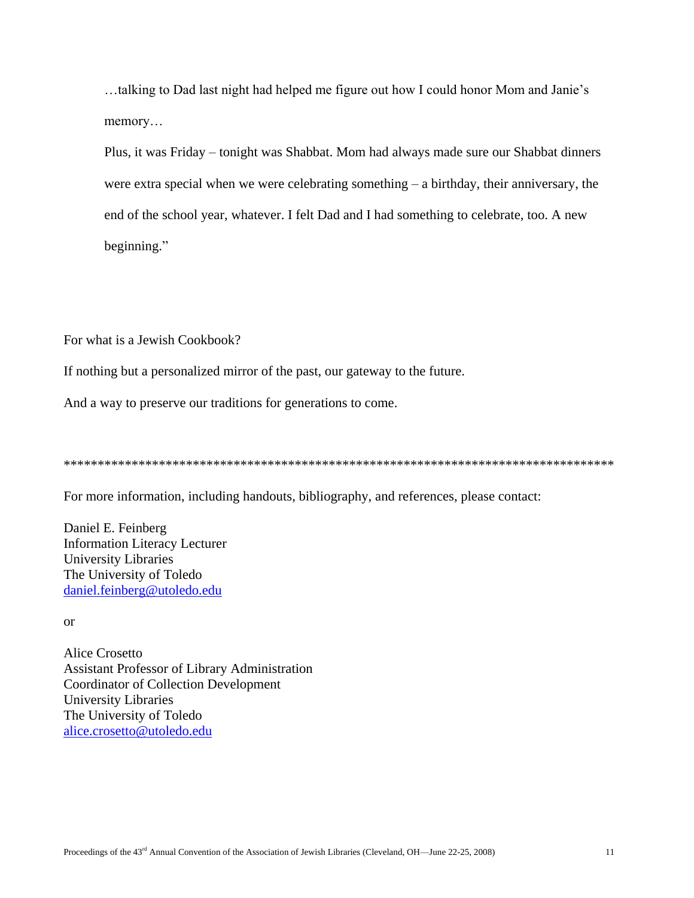> …talking to Dad last night had helped me figure out how I could honor Mom and Janie's memory…
>
> Plus, it was Friday – tonight was Shabbat. Mom had always made sure our Shabbat dinners were extra special when we were celebrating something – a birthday, their anniversary, the end of the school year, whatever. I felt Dad and I had something to celebrate, too. A new beginning."

For what is a Jewish Cookbook?

If nothing but a personalized mirror of the past, our gateway to the future.

And a way to preserve our traditions for generations to come.

***********************************************************************************

For more information, including handouts, bibliography, and references, please contact:

Daniel E. Feinberg
Information Literacy Lecturer
University Libraries
The University of Toledo
daniel.feinberg@utoledo.edu

or

Alice Crosetto
Assistant Professor of Library Administration
Coordinator of Collection Development
University Libraries
The University of Toledo
alice.crosetto@utoledo.edu